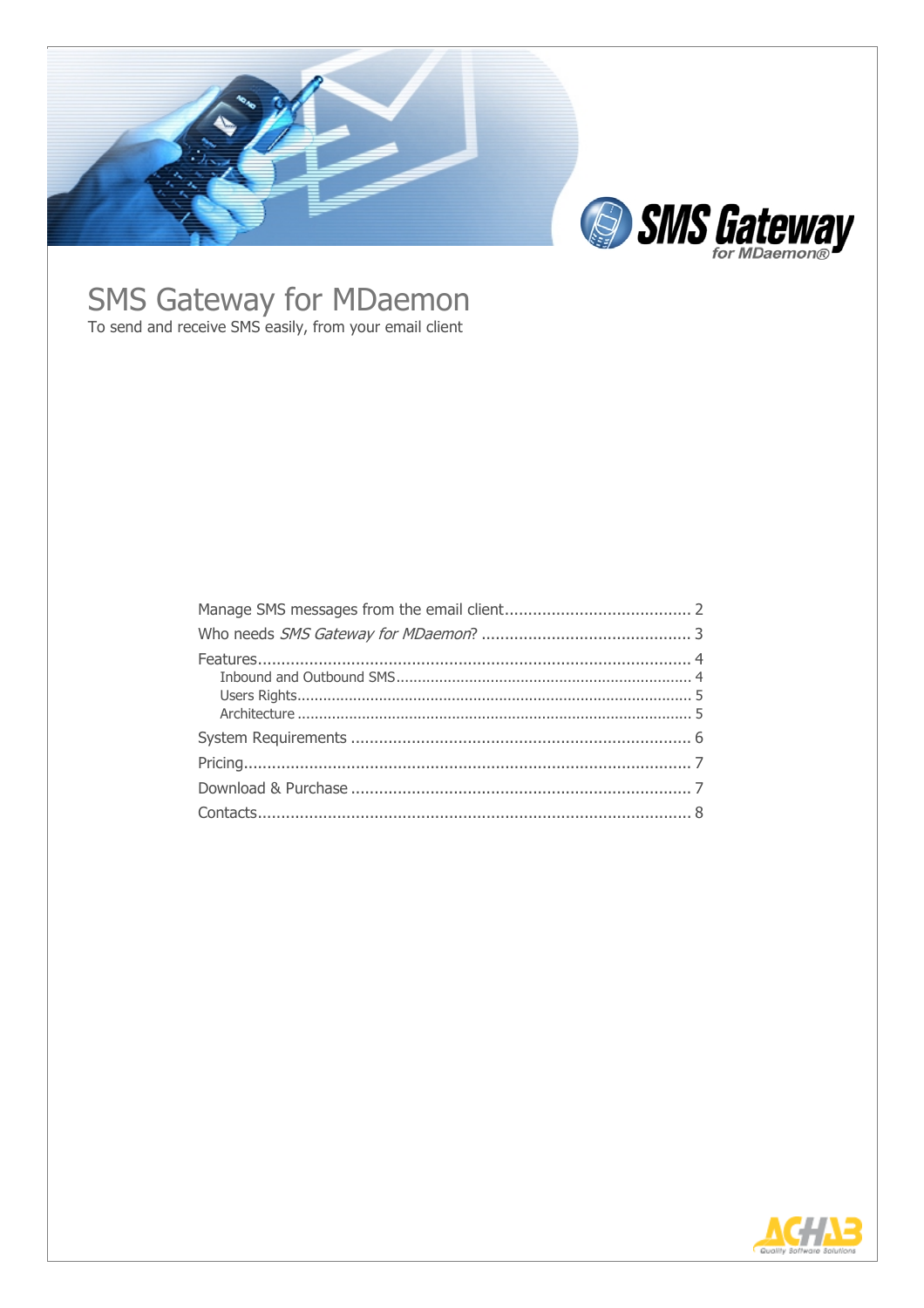# SMS Gateway for MDaemon

To send and receive SMS easily, from your email client

Manage SMS messages from the email client........................................ 2

Who needs *SMS Gateway for MDaemon*? ............................................ 3

Features............................................................................................ 4

- Inbound and Outbound SMS...................................................................... 4
- Users Rights............................................................................................ 5
- Architecture ............................................................................................ 5

System Requirements ........................................................................ 6

Pricing............................................................................................... 7

Download & Purchase ........................................................................ 7

Contacts............................................................................................ 8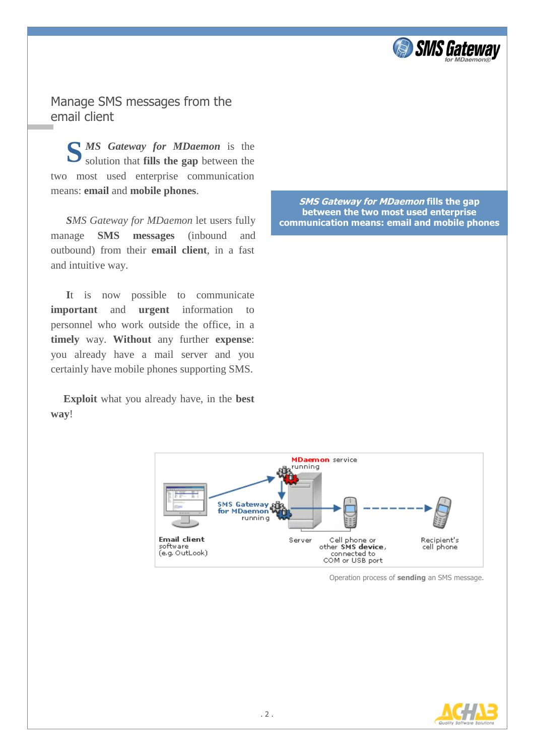## Manage SMS messages from the email client

***SMS Gateway for MDaemon*** is the solution that **fills the gap** between the two most used enterprise communication means: **email** and **mobile phones**.

*SMS Gateway for MDaemon* let users fully manage **SMS messages** (inbound and outbound) from their **email client**, in a fast and intuitive way.

**It** is now possible to communicate **important** and **urgent** information to personnel who work outside the office, in a **timely** way. **Without** any further **expense**: you already have a mail server and you certainly have mobile phones supporting SMS.

**Exploit** what you already have, in the **best way**!

> ***SMS Gateway for MDaemon*** **fills the gap between the two most used enterprise communication means: email and mobile phones**

Operation process of **sending** an SMS message.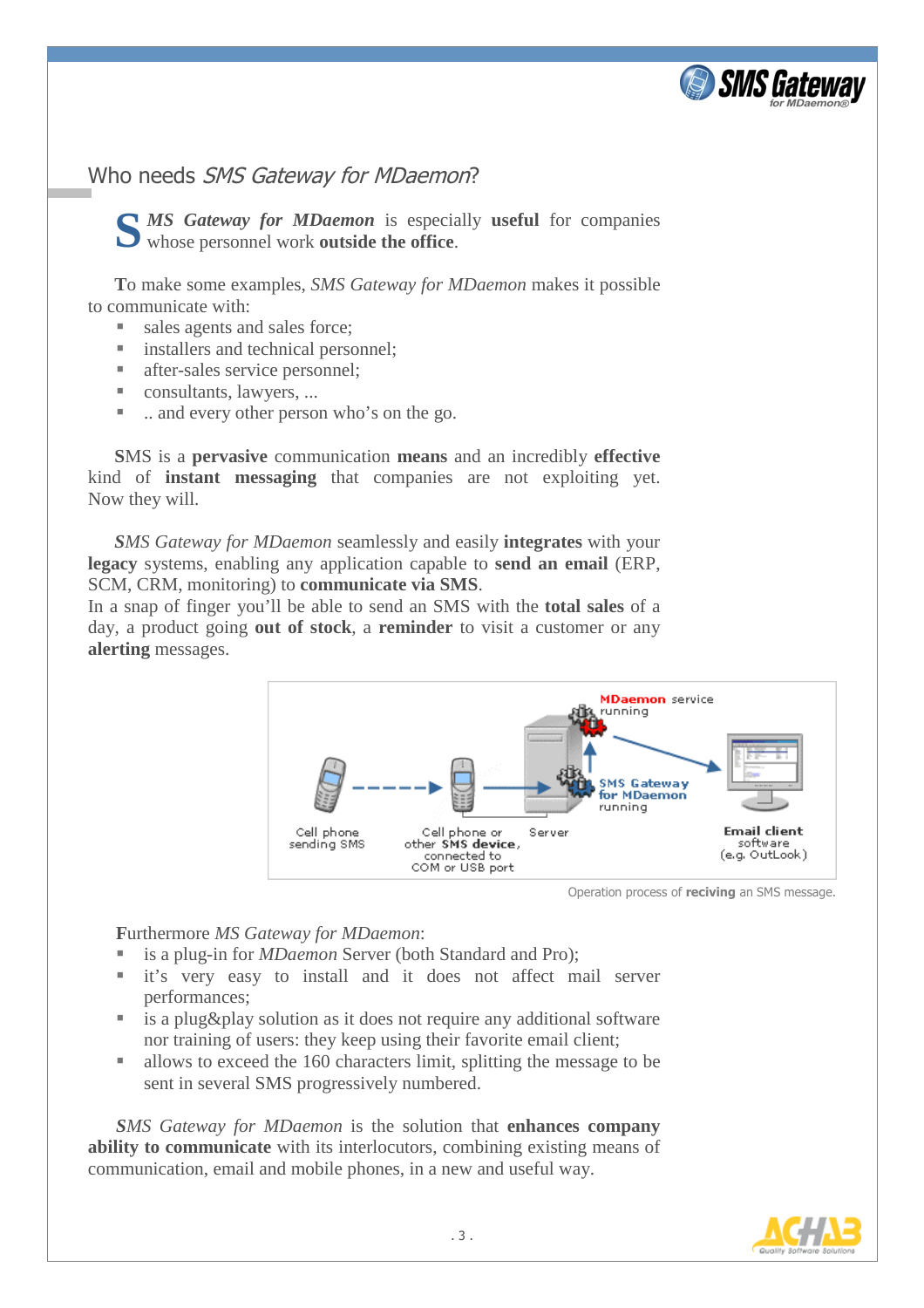## Who needs *SMS Gateway for MDaemon*?

***SMS Gateway for MDaemon*** is especially **useful** for companies whose personnel work **outside the office**.

To make some examples, *SMS Gateway for MDaemon* makes it possible to communicate with:

- sales agents and sales force;
- installers and technical personnel;
- after-sales service personnel;
- consultants, lawyers, ...
- .. and every other person who's on the go.

SMS is a **pervasive** communication **means** and an incredibly **effective** kind of **instant messaging** that companies are not exploiting yet. Now they will.

*SMS Gateway for MDaemon* seamlessly and easily **integrates** with your **legacy** systems, enabling any application capable to **send an email** (ERP, SCM, CRM, monitoring) to **communicate via SMS**.
In a snap of finger you'll be able to send an SMS with the **total sales** of a day, a product going **out of stock**, a **reminder** to visit a customer or any **alerting** messages.

Cell phone sending SMS → Cell phone or other **SMS device**, connected to COM or USB port → Server (**MDaemon** service running; **SMS Gateway for MDaemon** running) → **Email client** software (e.g. OutLook)

Operation process of **reciving** an SMS message.

Furthermore *SMS Gateway for MDaemon*:

- is a plug-in for *MDaemon* Server (both Standard and Pro);
- it's very easy to install and it does not affect mail server performances;
- is a plug&play solution as it does not require any additional software nor training of users: they keep using their favorite email client;
- allows to exceed the 160 characters limit, splitting the message to be sent in several SMS progressively numbered.

*SMS Gateway for MDaemon* is the solution that **enhances company ability to communicate** with its interlocutors, combining existing means of communication, email and mobile phones, in a new and useful way.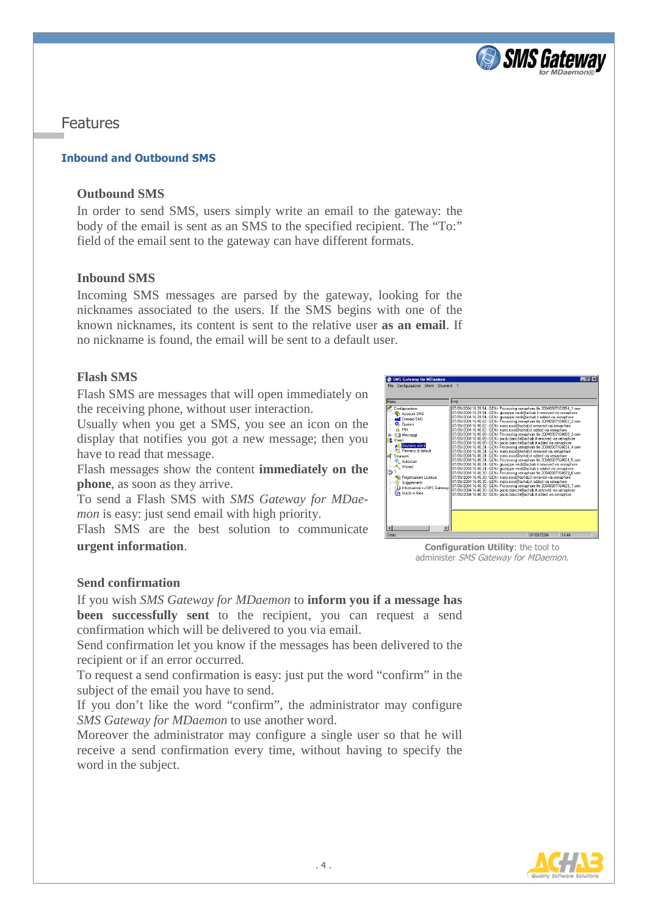# Features

## Inbound and Outbound SMS

### Outbound SMS

In order to send SMS, users simply write an email to the gateway: the body of the email is sent as an SMS to the specified recipient. The "To:" field of the email sent to the gateway can have different formats.

### Inbound SMS

Incoming SMS messages are parsed by the gateway, looking for the nicknames associated to the users. If the SMS begins with one of the known nicknames, its content is sent to the relative user **as an email**. If no nickname is found, the email will be sent to a default user.

### Flash SMS

Flash SMS are messages that will open immediately on the receiving phone, without user interaction.
Usually when you get a SMS, you see an icon on the display that notifies you got a new message; then you have to read that message.
Flash messages show the content **immediately on the phone**, as soon as they arrive.
To send a Flash SMS with *SMS Gateway for MDaemon* is easy: just send email with high priority.
Flash SMS are the best solution to communicate **urgent information**.

**Configuration Utility**: the tool to administer *SMS Gateway for MDaemon*.

### Send confirmation

If you wish *SMS Gateway for MDaemon* to **inform you if a message has been successfully sent** to the recipient, you can request a send confirmation which will be delivered to you via email.
Send confirmation let you know if the messages has been delivered to the recipient or if an error occurred.
To request a send confirmation is easy: just put the word "confirm" in the subject of the email you have to send.
If you don't like the word "confirm", the administrator may configure *SMS Gateway for MDaemon* to use another word.
Moreover the administrator may configure a single user so that he will receive a send confirmation every time, without having to specify the word in the subject.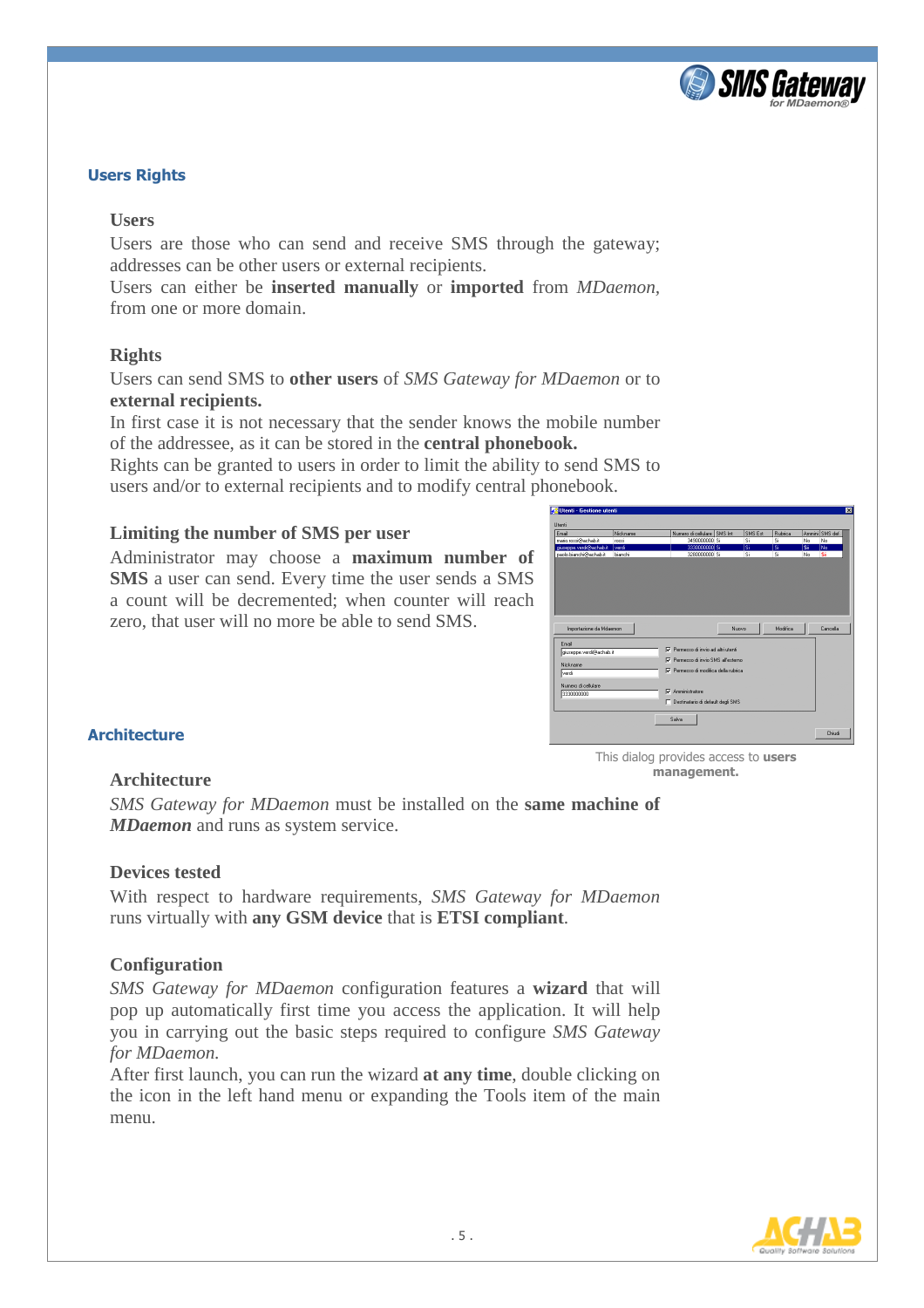## Users Rights

### Users

Users are those who can send and receive SMS through the gateway; addresses can be other users or external recipients.
Users can either be **inserted manually** or **imported** from *MDaemon*, from one or more domain.

### Rights

Users can send SMS to **other users** of *SMS Gateway for MDaemon* or to **external recipients.**
In first case it is not necessary that the sender knows the mobile number of the addressee, as it can be stored in the **central phonebook.**
Rights can be granted to users in order to limit the ability to send SMS to users and/or to external recipients and to modify central phonebook.

### Limiting the number of SMS per user

Administrator may choose a **maximum number of SMS** a user can send. Every time the user sends a SMS a count will be decremented; when counter will reach zero, that user will no more be able to send SMS.

This dialog provides access to **users management.**

## Architecture

### Architecture

*SMS Gateway for MDaemon* must be installed on the **same machine of** ***MDaemon*** and runs as system service.

### Devices tested

With respect to hardware requirements, *SMS Gateway for MDaemon* runs virtually with **any GSM device** that is **ETSI compliant**.

### Configuration

*SMS Gateway for MDaemon* configuration features a **wizard** that will pop up automatically first time you access the application. It will help you in carrying out the basic steps required to configure *SMS Gateway for MDaemon.*
After first launch, you can run the wizard **at any time**, double clicking on the icon in the left hand menu or expanding the Tools item of the main menu.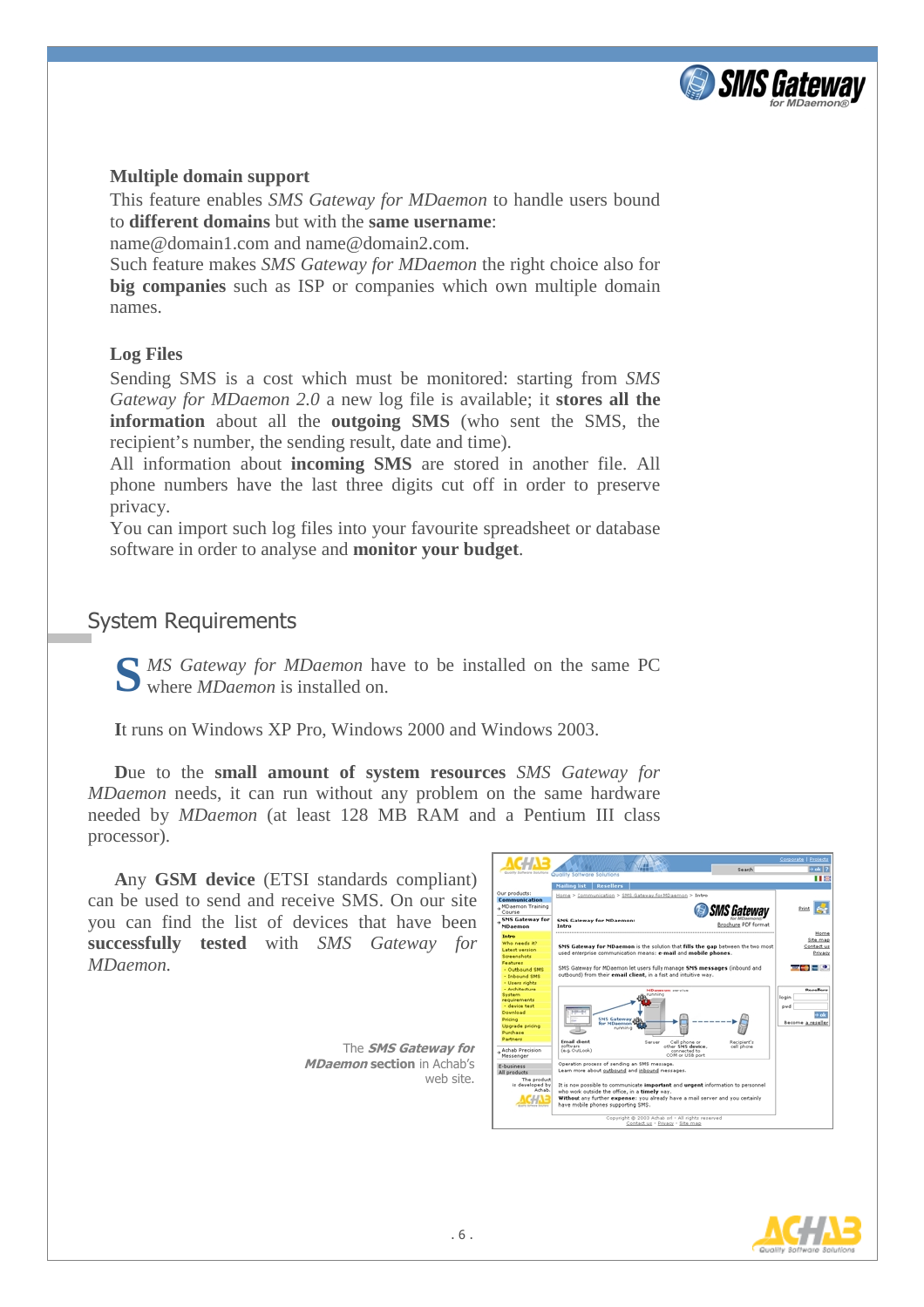### Multiple domain support

This feature enables *SMS Gateway for MDaemon* to handle users bound to **different domains** but with the **same username**: name@domain1.com and name@domain2.com.
Such feature makes *SMS Gateway for MDaemon* the right choice also for **big companies** such as ISP or companies which own multiple domain names.

### Log Files

Sending SMS is a cost which must be monitored: starting from *SMS Gateway for MDaemon 2.0* a new log file is available; it **stores all the information** about all the **outgoing SMS** (who sent the SMS, the recipient's number, the sending result, date and time).
All information about **incoming SMS** are stored in another file. All phone numbers have the last three digits cut off in order to preserve privacy.
You can import such log files into your favourite spreadsheet or database software in order to analyse and **monitor your budget**.

## System Requirements

*SMS Gateway for MDaemon* have to be installed on the same PC where *MDaemon* is installed on.

It runs on Windows XP Pro, Windows 2000 and Windows 2003.

Due to the **small amount of system resources** *SMS Gateway for MDaemon* needs, it can run without any problem on the same hardware needed by *MDaemon* (at least 128 MB RAM and a Pentium III class processor).

Any **GSM device** (ETSI standards compliant) can be used to send and receive SMS. On our site you can find the list of devices that have been **successfully tested** with *SMS Gateway for MDaemon.*

The ***SMS Gateway for MDaemon* section** in Achab's web site.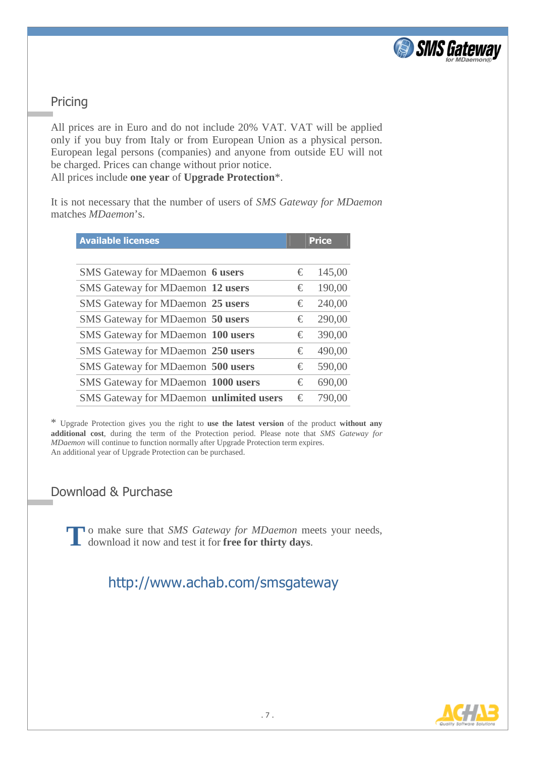## Pricing

All prices are in Euro and do not include 20% VAT. VAT will be applied only if you buy from Italy or from European Union as a physical person. European legal persons (companies) and anyone from outside EU will not be charged. Prices can change without prior notice.
All prices include **one year** of **Upgrade Protection***.

It is not necessary that the number of users of *SMS Gateway for MDaemon* matches *MDaemon*'s.

| Available licenses | | Price |
|---|---|---|
| SMS Gateway for MDaemon **6 users** | € | 145,00 |
| SMS Gateway for MDaemon **12 users** | € | 190,00 |
| SMS Gateway for MDaemon **25 users** | € | 240,00 |
| SMS Gateway for MDaemon **50 users** | € | 290,00 |
| SMS Gateway for MDaemon **100 users** | € | 390,00 |
| SMS Gateway for MDaemon **250 users** | € | 490,00 |
| SMS Gateway for MDaemon **500 users** | € | 590,00 |
| SMS Gateway for MDaemon **1000 users** | € | 690,00 |
| SMS Gateway for MDaemon **unlimited users** | € | 790,00 |

* Upgrade Protection gives you the right to **use the latest version** of the product **without any additional cost**, during the term of the Protection period. Please note that *SMS Gateway for MDaemon* will continue to function normally after Upgrade Protection term expires.
An additional year of Upgrade Protection can be purchased.

## Download & Purchase

To make sure that *SMS Gateway for MDaemon* meets your needs, download it now and test it for **free for thirty days**.

http://www.achab.com/smsgateway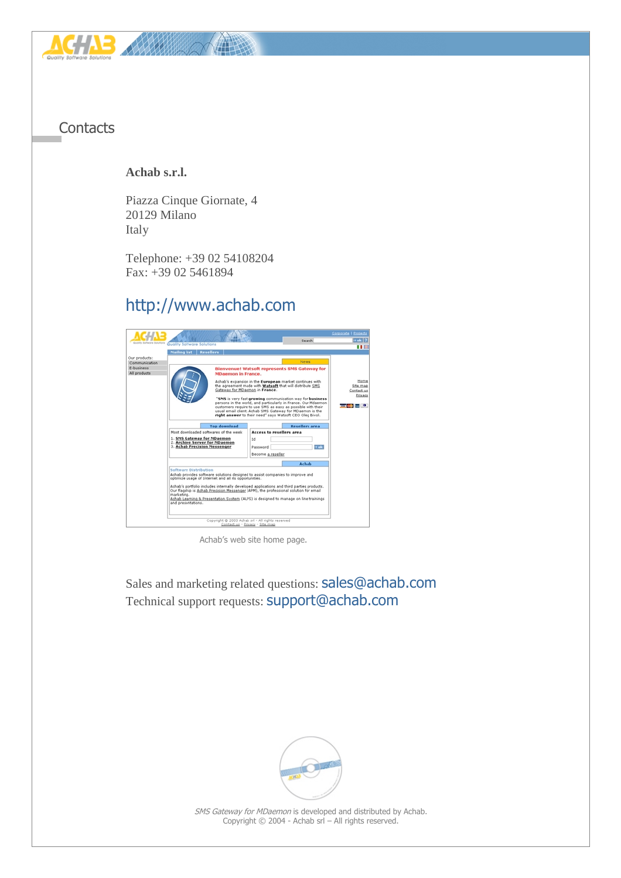## Contacts

**Achab s.r.l.**

Piazza Cinque Giornate, 4
20129 Milano
Italy

Telephone: +39 02 54108204
Fax: +39 02 5461894

http://www.achab.com

Achab's web site home page.

Sales and marketing related questions: sales@achab.com
Technical support requests: support@achab.com

*SMS Gateway for MDaemon* is developed and distributed by Achab.
Copyright © 2004 - Achab srl – All rights reserved.